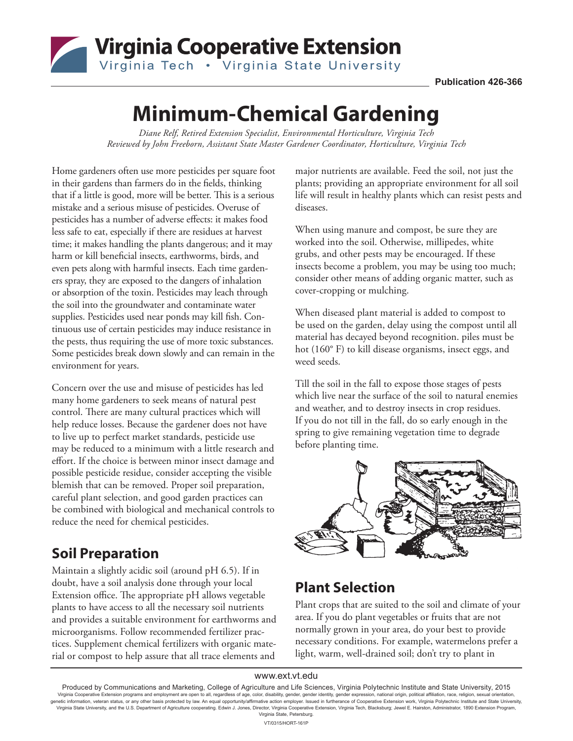Virginia Cooperative Extension
Virginia Tech • Virginia State University

Publication 426-366

# Minimum-Chemical Gardening

*Diane Relf, Retired Extension Specialist, Environmental Horticulture, Virginia Tech*
*Reviewed by John Freeborn, Assistant State Master Gardener Coordinator, Horticulture, Virginia Tech*

Home gardeners often use more pesticides per square foot in their gardens than farmers do in the fields, thinking that if a little is good, more will be better. This is a serious mistake and a serious misuse of pesticides. Overuse of pesticides has a number of adverse effects: it makes food less safe to eat, especially if there are residues at harvest time; it makes handling the plants dangerous; and it may harm or kill beneficial insects, earthworms, birds, and even pets along with harmful insects. Each time gardeners spray, they are exposed to the dangers of inhalation or absorption of the toxin. Pesticides may leach through the soil into the groundwater and contaminate water supplies. Pesticides used near ponds may kill fish. Continuous use of certain pesticides may induce resistance in the pests, thus requiring the use of more toxic substances. Some pesticides break down slowly and can remain in the environment for years.

Concern over the use and misuse of pesticides has led many home gardeners to seek means of natural pest control. There are many cultural practices which will help reduce losses. Because the gardener does not have to live up to perfect market standards, pesticide use may be reduced to a minimum with a little research and effort. If the choice is between minor insect damage and possible pesticide residue, consider accepting the visible blemish that can be removed. Proper soil preparation, careful plant selection, and good garden practices can be combined with biological and mechanical controls to reduce the need for chemical pesticides.

## Soil Preparation

Maintain a slightly acidic soil (around pH 6.5). If in doubt, have a soil analysis done through your local Extension office. The appropriate pH allows vegetable plants to have access to all the necessary soil nutrients and provides a suitable environment for earthworms and microorganisms. Follow recommended fertilizer practices. Supplement chemical fertilizers with organic material or compost to help assure that all trace elements and major nutrients are available. Feed the soil, not just the plants; providing an appropriate environment for all soil life will result in healthy plants which can resist pests and diseases.

When using manure and compost, be sure they are worked into the soil. Otherwise, millipedes, white grubs, and other pests may be encouraged. If these insects become a problem, you may be using too much; consider other means of adding organic matter, such as cover-cropping or mulching.

When diseased plant material is added to compost to be used on the garden, delay using the compost until all material has decayed beyond recognition. piles must be hot (160° F) to kill disease organisms, insect eggs, and weed seeds.

Till the soil in the fall to expose those stages of pests which live near the surface of the soil to natural enemies and weather, and to destroy insects in crop residues. If you do not till in the fall, do so early enough in the spring to give remaining vegetation time to degrade before planting time.

## Plant Selection

Plant crops that are suited to the soil and climate of your area. If you do plant vegetables or fruits that are not normally grown in your area, do your best to provide necessary conditions. For example, watermelons prefer a light, warm, well-drained soil; don't try to plant in

www.ext.vt.edu

Produced by Communications and Marketing, College of Agriculture and Life Sciences, Virginia Polytechnic Institute and State University, 2015
Virginia Cooperative Extension programs and employment are open to all, regardless of age, color, disability, gender, gender identity, gender expression, national origin, political affiliation, race, religion, sexual orientation, genetic information, veteran status, or any other basis protected by law. An equal opportunity/affirmative action employer. Issued in furtherance of Cooperative Extension work, Virginia Polytechnic Institute and State University, Virginia State University, and the U.S. Department of Agriculture cooperating. Edwin J. Jones, Director, Virginia Cooperative Extension, Virginia Tech, Blacksburg; Jewel E. Hairston, Administrator, 1890 Extension Program, Virginia State, Petersburg.

VT/0315/HORT-161P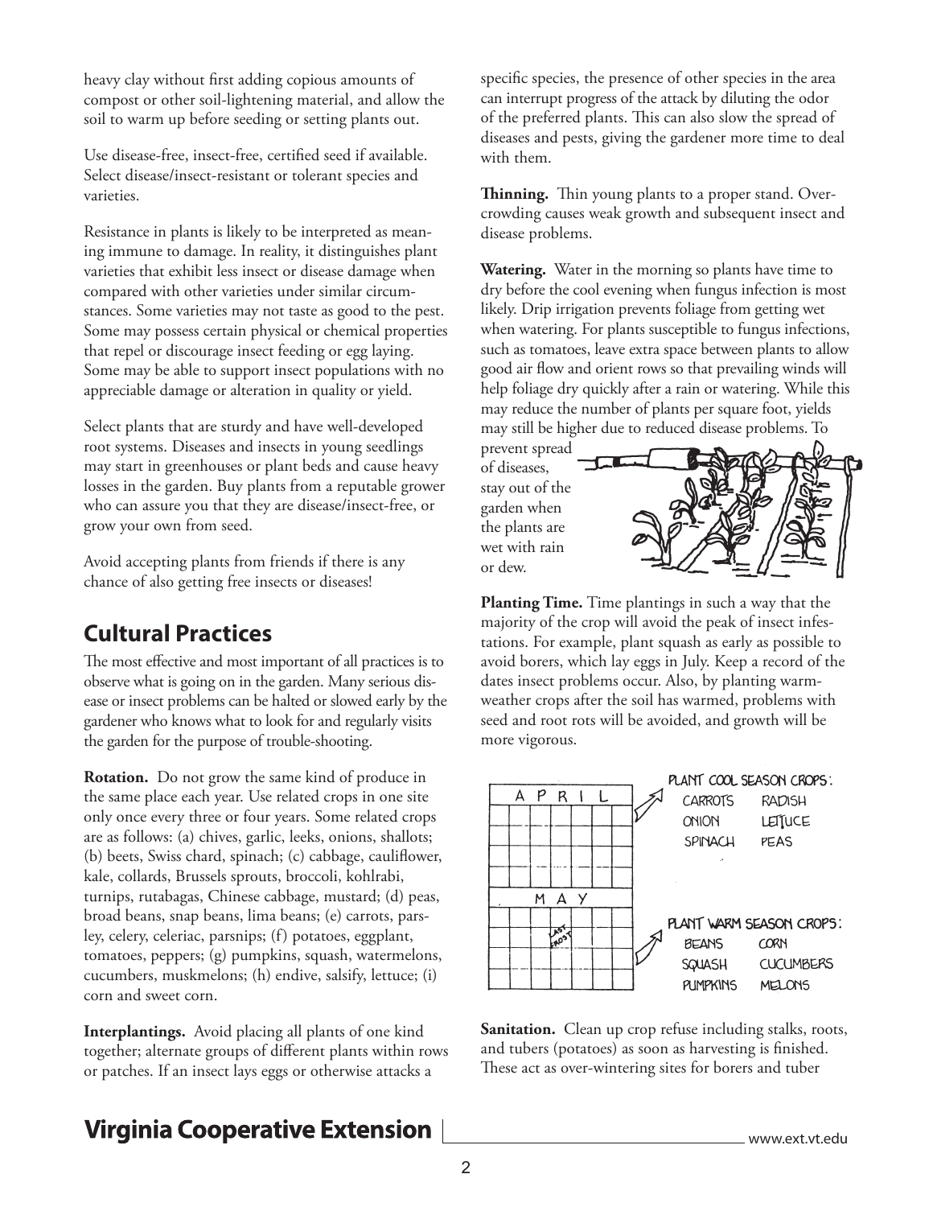heavy clay without first adding copious amounts of compost or other soil-lightening material, and allow the soil to warm up before seeding or setting plants out.

Use disease-free, insect-free, certified seed if available. Select disease/insect-resistant or tolerant species and varieties.

Resistance in plants is likely to be interpreted as meaning immune to damage. In reality, it distinguishes plant varieties that exhibit less insect or disease damage when compared with other varieties under similar circumstances. Some varieties may not taste as good to the pest. Some may possess certain physical or chemical properties that repel or discourage insect feeding or egg laying. Some may be able to support insect populations with no appreciable damage or alteration in quality or yield.

Select plants that are sturdy and have well-developed root systems. Diseases and insects in young seedlings may start in greenhouses or plant beds and cause heavy losses in the garden. Buy plants from a reputable grower who can assure you that they are disease/insect-free, or grow your own from seed.

Avoid accepting plants from friends if there is any chance of also getting free insects or diseases!

## Cultural Practices

The most effective and most important of all practices is to observe what is going on in the garden. Many serious disease or insect problems can be halted or slowed early by the gardener who knows what to look for and regularly visits the garden for the purpose of trouble-shooting.

**Rotation.** Do not grow the same kind of produce in the same place each year. Use related crops in one site only once every three or four years. Some related crops are as follows: (a) chives, garlic, leeks, onions, shallots; (b) beets, Swiss chard, spinach; (c) cabbage, cauliflower, kale, collards, Brussels sprouts, broccoli, kohlrabi, turnips, rutabagas, Chinese cabbage, mustard; (d) peas, broad beans, snap beans, lima beans; (e) carrots, parsley, celery, celeriac, parsnips; (f) potatoes, eggplant, tomatoes, peppers; (g) pumpkins, squash, watermelons, cucumbers, muskmelons; (h) endive, salsify, lettuce; (i) corn and sweet corn.

**Interplantings.** Avoid placing all plants of one kind together; alternate groups of different plants within rows or patches. If an insect lays eggs or otherwise attacks a specific species, the presence of other species in the area can interrupt progress of the attack by diluting the odor of the preferred plants. This can also slow the spread of diseases and pests, giving the gardener more time to deal with them.

**Thinning.** Thin young plants to a proper stand. Overcrowding causes weak growth and subsequent insect and disease problems.

**Watering.** Water in the morning so plants have time to dry before the cool evening when fungus infection is most likely. Drip irrigation prevents foliage from getting wet when watering. For plants susceptible to fungus infections, such as tomatoes, leave extra space between plants to allow good air flow and orient rows so that prevailing winds will help foliage dry quickly after a rain or watering. While this may reduce the number of plants per square foot, yields may still be higher due to reduced disease problems. To prevent spread of diseases, stay out of the garden when the plants are wet with rain or dew.

**Planting Time.** Time plantings in such a way that the majority of the crop will avoid the peak of insect infestations. For example, plant squash as early as possible to avoid borers, which lay eggs in July. Keep a record of the dates insect problems occur. Also, by planting warm-weather crops after the soil has warmed, problems with seed and root rots will be avoided, and growth will be more vigorous.

APRIL — PLANT COOL SEASON CROPS: CARROTS, RADISH, ONION, LETTUCE, SPINACH, PEAS

MAY (LAST FROST) — PLANT WARM SEASON CROPS: BEANS, CORN, SQUASH, CUCUMBERS, PUMPKINS, MELONS

**Sanitation.** Clean up crop refuse including stalks, roots, and tubers (potatoes) as soon as harvesting is finished. These act as over-wintering sites for borers and tuber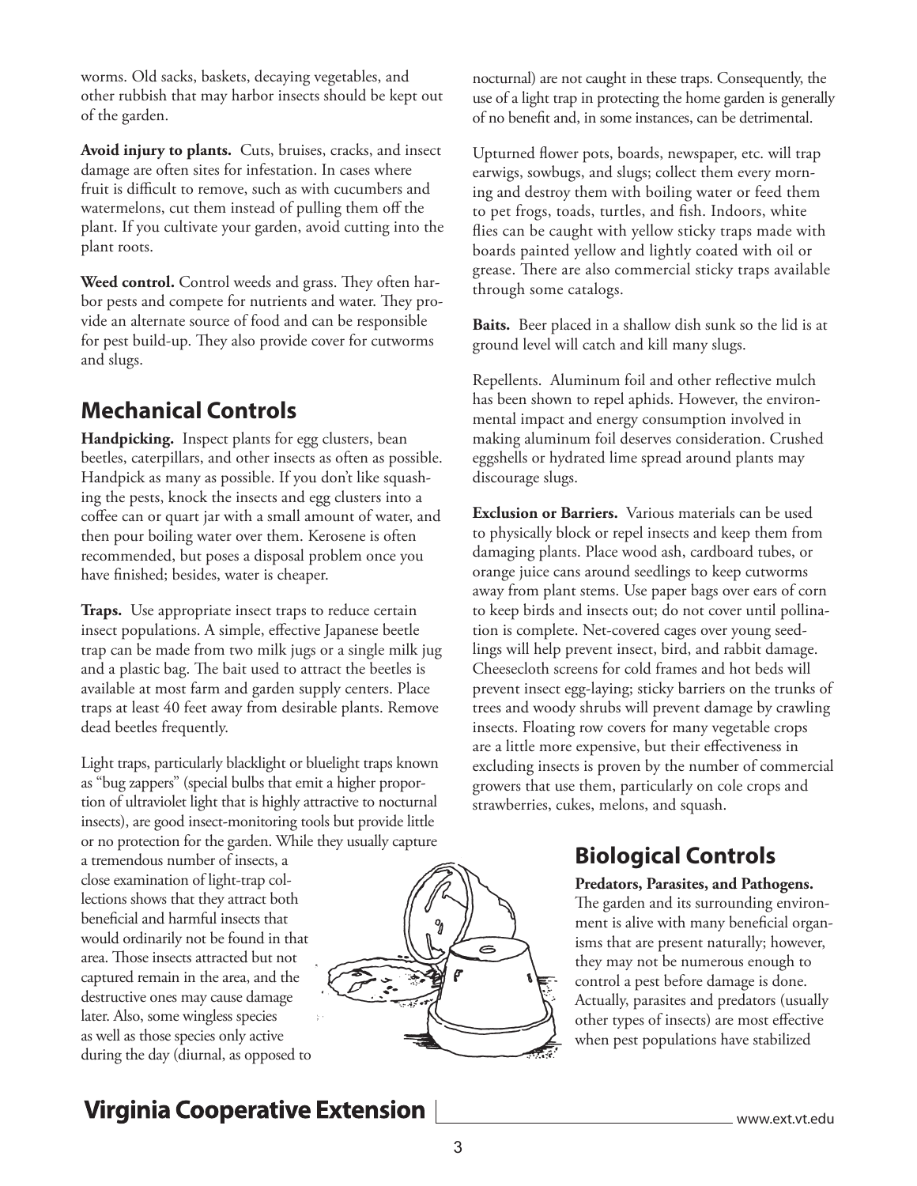worms. Old sacks, baskets, decaying vegetables, and other rubbish that may harbor insects should be kept out of the garden.

**Avoid injury to plants.** Cuts, bruises, cracks, and insect damage are often sites for infestation. In cases where fruit is difficult to remove, such as with cucumbers and watermelons, cut them instead of pulling them off the plant. If you cultivate your garden, avoid cutting into the plant roots.

**Weed control.** Control weeds and grass. They often harbor pests and compete for nutrients and water. They provide an alternate source of food and can be responsible for pest build-up. They also provide cover for cutworms and slugs.

## Mechanical Controls

**Handpicking.** Inspect plants for egg clusters, bean beetles, caterpillars, and other insects as often as possible. Handpick as many as possible. If you don't like squashing the pests, knock the insects and egg clusters into a coffee can or quart jar with a small amount of water, and then pour boiling water over them. Kerosene is often recommended, but poses a disposal problem once you have finished; besides, water is cheaper.

**Traps.** Use appropriate insect traps to reduce certain insect populations. A simple, effective Japanese beetle trap can be made from two milk jugs or a single milk jug and a plastic bag. The bait used to attract the beetles is available at most farm and garden supply centers. Place traps at least 40 feet away from desirable plants. Remove dead beetles frequently.

Light traps, particularly blacklight or bluelight traps known as "bug zappers" (special bulbs that emit a higher proportion of ultraviolet light that is highly attractive to nocturnal insects), are good insect-monitoring tools but provide little or no protection for the garden. While they usually capture a tremendous number of insects, a close examination of light-trap collections shows that they attract both beneficial and harmful insects that would ordinarily not be found in that area. Those insects attracted but not captured remain in the area, and the destructive ones may cause damage later. Also, some wingless species as well as those species only active during the day (diurnal, as opposed to nocturnal) are not caught in these traps. Consequently, the use of a light trap in protecting the home garden is generally of no benefit and, in some instances, can be detrimental.

Upturned flower pots, boards, newspaper, etc. will trap earwigs, sowbugs, and slugs; collect them every morning and destroy them with boiling water or feed them to pet frogs, toads, turtles, and fish. Indoors, white flies can be caught with yellow sticky traps made with boards painted yellow and lightly coated with oil or grease. There are also commercial sticky traps available through some catalogs.

**Baits.** Beer placed in a shallow dish sunk so the lid is at ground level will catch and kill many slugs.

Repellents. Aluminum foil and other reflective mulch has been shown to repel aphids. However, the environmental impact and energy consumption involved in making aluminum foil deserves consideration. Crushed eggshells or hydrated lime spread around plants may discourage slugs.

**Exclusion or Barriers.** Various materials can be used to physically block or repel insects and keep them from damaging plants. Place wood ash, cardboard tubes, or orange juice cans around seedlings to keep cutworms away from plant stems. Use paper bags over ears of corn to keep birds and insects out; do not cover until pollination is complete. Net-covered cages over young seedlings will help prevent insect, bird, and rabbit damage. Cheesecloth screens for cold frames and hot beds will prevent insect egg-laying; sticky barriers on the trunks of trees and woody shrubs will prevent damage by crawling insects. Floating row covers for many vegetable crops are a little more expensive, but their effectiveness in excluding insects is proven by the number of commercial growers that use them, particularly on cole crops and strawberries, cukes, melons, and squash.

## Biological Controls

**Predators, Parasites, and Pathogens.** The garden and its surrounding environment is alive with many beneficial organisms that are present naturally; however, they may not be numerous enough to control a pest before damage is done. Actually, parasites and predators (usually other types of insects) are most effective when pest populations have stabilized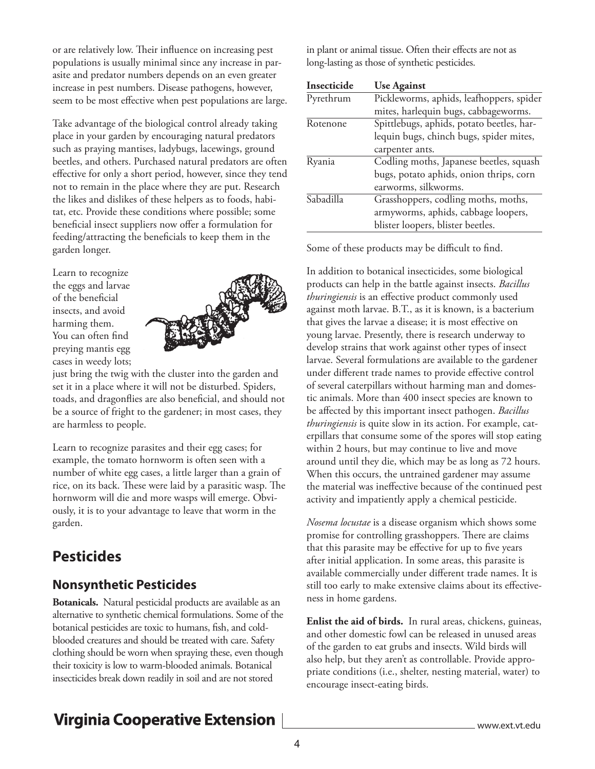or are relatively low. Their influence on increasing pest populations is usually minimal since any increase in parasite and predator numbers depends on an even greater increase in pest numbers. Disease pathogens, however, seem to be most effective when pest populations are large.

Take advantage of the biological control already taking place in your garden by encouraging natural predators such as praying mantises, ladybugs, lacewings, ground beetles, and others. Purchased natural predators are often effective for only a short period, however, since they tend not to remain in the place where they are put. Research the likes and dislikes of these helpers as to foods, habitat, etc. Provide these conditions where possible; some beneficial insect suppliers now offer a formulation for feeding/attracting the beneficials to keep them in the garden longer.

Learn to recognize the eggs and larvae of the beneficial insects, and avoid harming them. You can often find preying mantis egg cases in weedy lots; just bring the twig with the cluster into the garden and set it in a place where it will not be disturbed. Spiders, toads, and dragonflies are also beneficial, and should not be a source of fright to the gardener; in most cases, they are harmless to people.

Learn to recognize parasites and their egg cases; for example, the tomato hornworm is often seen with a number of white egg cases, a little larger than a grain of rice, on its back. These were laid by a parasitic wasp. The hornworm will die and more wasps will emerge. Obviously, it is to your advantage to leave that worm in the garden.

## Pesticides

### Nonsynthetic Pesticides

**Botanicals.** Natural pesticidal products are available as an alternative to synthetic chemical formulations. Some of the botanical pesticides are toxic to humans, fish, and cold-blooded creatures and should be treated with care. Safety clothing should be worn when spraying these, even though their toxicity is low to warm-blooded animals. Botanical insecticides break down readily in soil and are not stored in plant or animal tissue. Often their effects are not as long-lasting as those of synthetic pesticides.

| Insecticide | Use Against |
|---|---|
| Pyrethrum | Pickleworms, aphids, leafhoppers, spider mites, harlequin bugs, cabbageworms. |
| Rotenone | Spittlebugs, aphids, potato beetles, harlequin bugs, chinch bugs, spider mites, carpenter ants. |
| Ryania | Codling moths, Japanese beetles, squash bugs, potato aphids, onion thrips, corn earworms, silkworms. |
| Sabadilla | Grasshoppers, codling moths, moths, armyworms, aphids, cabbage loopers, blister loopers, blister beetles. |

Some of these products may be difficult to find.

In addition to botanical insecticides, some biological products can help in the battle against insects. *Bacillus thuringiensis* is an effective product commonly used against moth larvae. B.T., as it is known, is a bacterium that gives the larvae a disease; it is most effective on young larvae. Presently, there is research underway to develop strains that work against other types of insect larvae. Several formulations are available to the gardener under different trade names to provide effective control of several caterpillars without harming man and domestic animals. More than 400 insect species are known to be affected by this important insect pathogen. *Bacillus thuringiensis* is quite slow in its action. For example, caterpillars that consume some of the spores will stop eating within 2 hours, but may continue to live and move around until they die, which may be as long as 72 hours. When this occurs, the untrained gardener may assume the material was ineffective because of the continued pest activity and impatiently apply a chemical pesticide.

*Nosema locustae* is a disease organism which shows some promise for controlling grasshoppers. There are claims that this parasite may be effective for up to five years after initial application. In some areas, this parasite is available commercially under different trade names. It is still too early to make extensive claims about its effectiveness in home gardens.

**Enlist the aid of birds.** In rural areas, chickens, guineas, and other domestic fowl can be released in unused areas of the garden to eat grubs and insects. Wild birds will also help, but they aren't as controllable. Provide appropriate conditions (i.e., shelter, nesting material, water) to encourage insect-eating birds.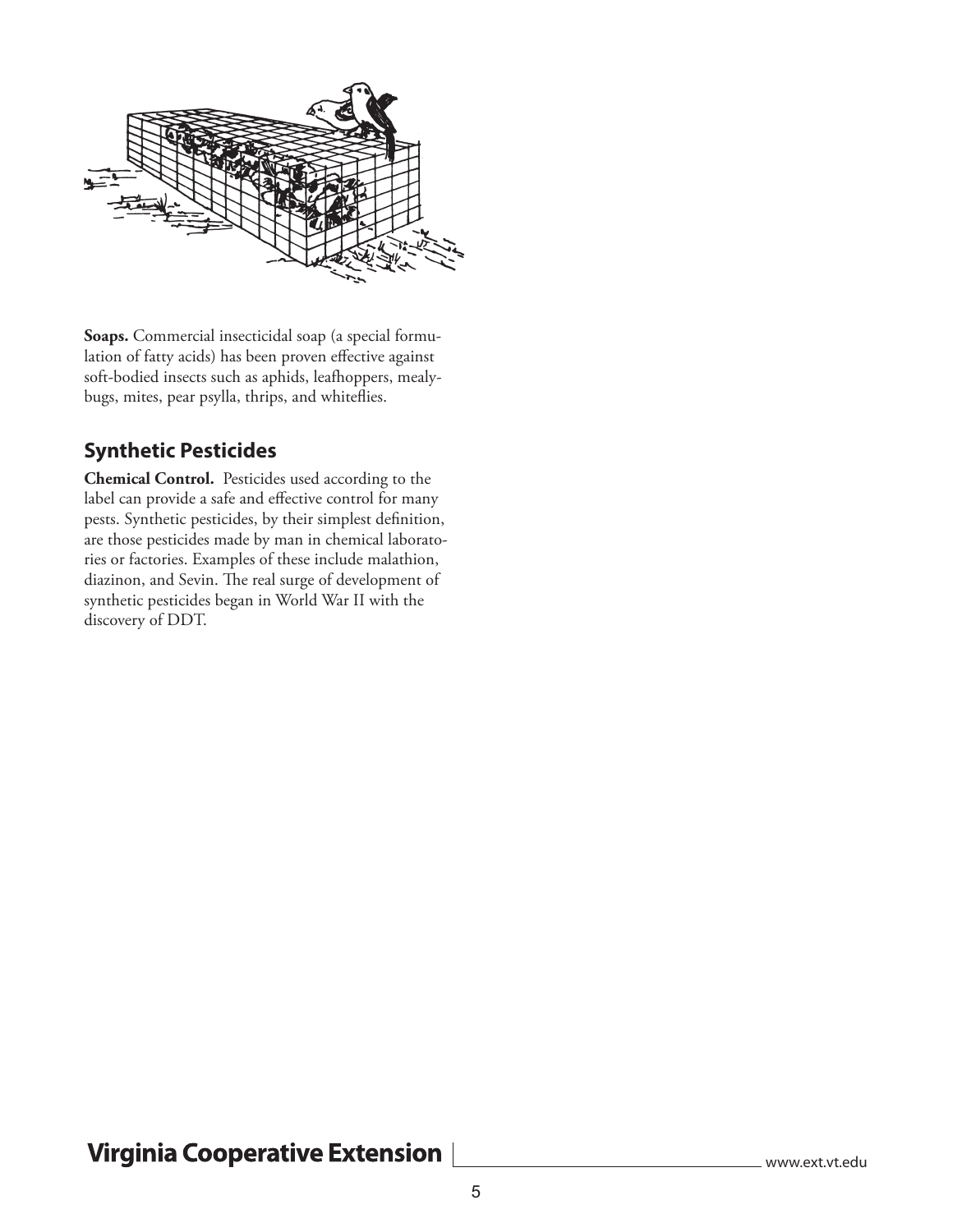**Soaps.** Commercial insecticidal soap (a special formulation of fatty acids) has been proven effective against soft-bodied insects such as aphids, leafhoppers, mealybugs, mites, pear psylla, thrips, and whiteflies.

## Synthetic Pesticides

**Chemical Control.** Pesticides used according to the label can provide a safe and effective control for many pests. Synthetic pesticides, by their simplest definition, are those pesticides made by man in chemical laboratories or factories. Examples of these include malathion, diazinon, and Sevin. The real surge of development of synthetic pesticides began in World War II with the discovery of DDT.